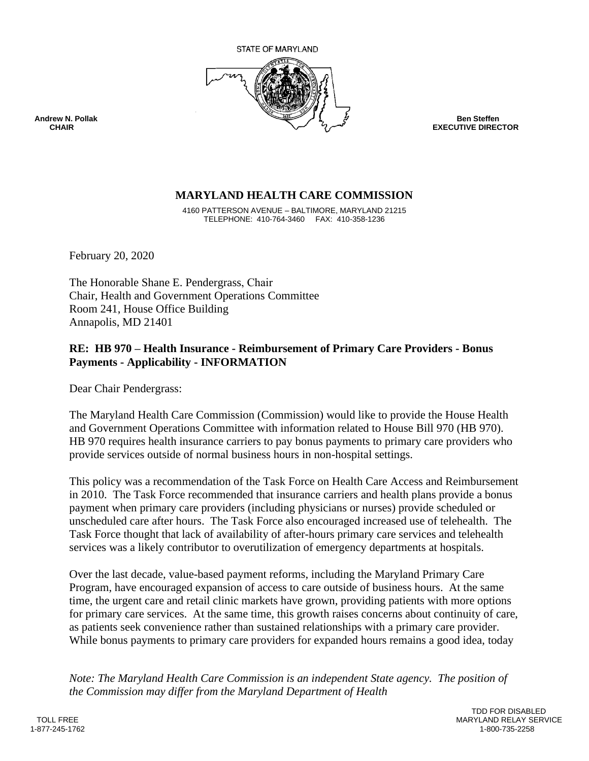STATE OF MARYLAND

**Andrew N. Pollak**
**CHAIR**

**Ben Steffen**
**EXECUTIVE DIRECTOR**

## MARYLAND HEALTH CARE COMMISSION

4160 PATTERSON AVENUE – BALTIMORE, MARYLAND 21215
TELEPHONE: 410-764-3460 FAX: 410-358-1236

February 20, 2020

The Honorable Shane E. Pendergrass, Chair
Chair, Health and Government Operations Committee
Room 241, House Office Building
Annapolis, MD 21401

**RE: HB 970 – Health Insurance - Reimbursement of Primary Care Providers - Bonus Payments - Applicability - INFORMATION**

Dear Chair Pendergrass:

The Maryland Health Care Commission (Commission) would like to provide the House Health and Government Operations Committee with information related to House Bill 970 (HB 970). HB 970 requires health insurance carriers to pay bonus payments to primary care providers who provide services outside of normal business hours in non-hospital settings.

This policy was a recommendation of the Task Force on Health Care Access and Reimbursement in 2010. The Task Force recommended that insurance carriers and health plans provide a bonus payment when primary care providers (including physicians or nurses) provide scheduled or unscheduled care after hours. The Task Force also encouraged increased use of telehealth. The Task Force thought that lack of availability of after-hours primary care services and telehealth services was a likely contributor to overutilization of emergency departments at hospitals.

Over the last decade, value-based payment reforms, including the Maryland Primary Care Program, have encouraged expansion of access to care outside of business hours. At the same time, the urgent care and retail clinic markets have grown, providing patients with more options for primary care services. At the same time, this growth raises concerns about continuity of care, as patients seek convenience rather than sustained relationships with a primary care provider. While bonus payments to primary care providers for expanded hours remains a good idea, today

*Note: The Maryland Health Care Commission is an independent State agency. The position of the Commission may differ from the Maryland Department of Health*

TOLL FREE
1-877-245-1762

TDD FOR DISABLED
MARYLAND RELAY SERVICE
1-800-735-2258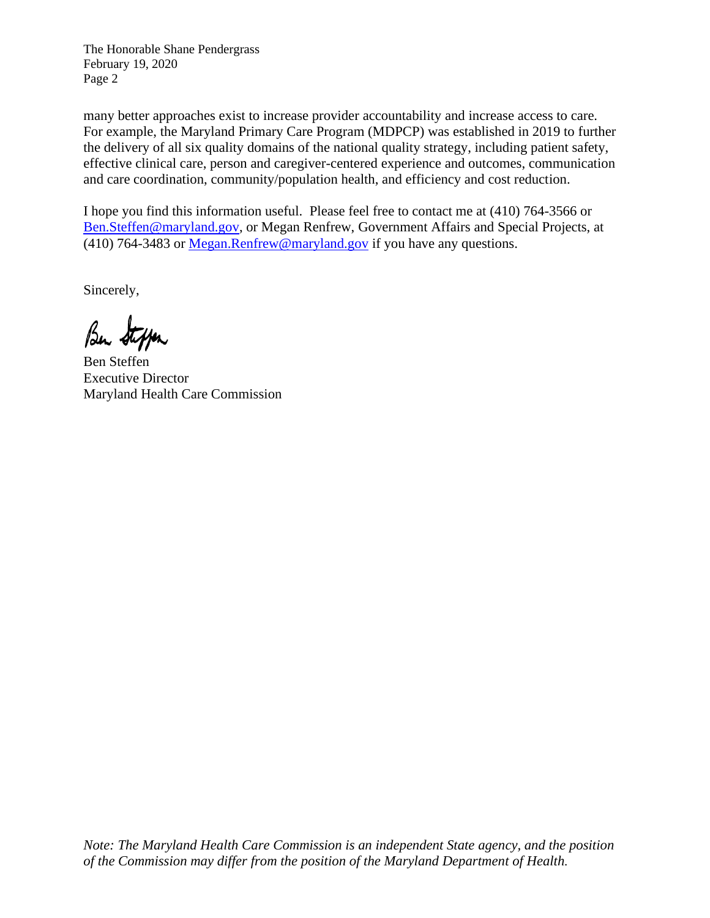many better approaches exist to increase provider accountability and increase access to care. For example, the Maryland Primary Care Program (MDPCP) was established in 2019 to further the delivery of all six quality domains of the national quality strategy, including patient safety, effective clinical care, person and caregiver-centered experience and outcomes, communication and care coordination, community/population health, and efficiency and cost reduction.

I hope you find this information useful. Please feel free to contact me at (410) 764-3566 or Ben.Steffen@maryland.gov, or Megan Renfrew, Government Affairs and Special Projects, at (410) 764-3483 or Megan.Renfrew@maryland.gov if you have any questions.

Sincerely,

Ben Steffen
Executive Director
Maryland Health Care Commission

*Note: The Maryland Health Care Commission is an independent State agency, and the position of the Commission may differ from the position of the Maryland Department of Health.*